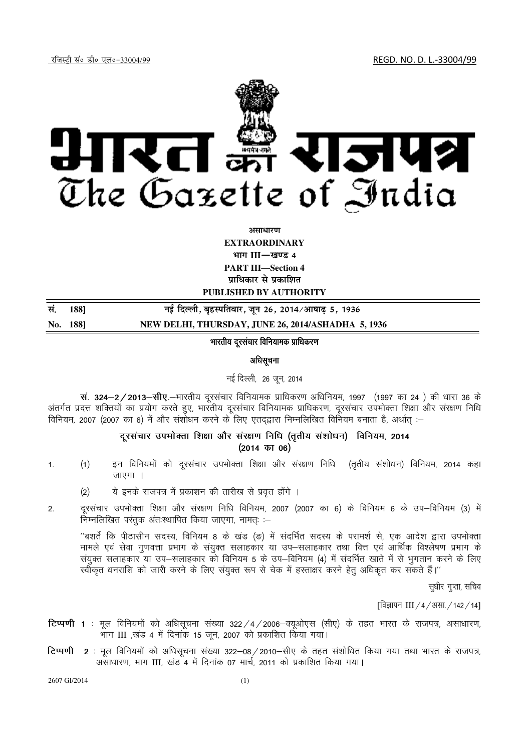रजिस्ट्री सं० डी० एल०-33004/99 REGD. NO. D. L.-33004/99

# भारत का राजपत्र
# The Gazette of India

**असाधारण**
**EXTRAORDINARY**
**भाग III—खण्ड 4**
**PART III—Section 4**
**प्राधिकार से प्रकाशित**
**PUBLISHED BY AUTHORITY**

| सं. 188] | नई दिल्ली, बृहस्पतिवार, जून 26, 2014/आषाढ़ 5, 1936 |
|---|---|
| No. 188] | NEW DELHI, THURSDAY, JUNE 26, 2014/ASHADHA 5, 1936 |

## भारतीय दूरसंचार विनियामक प्राधिकरण

### अधिसूचना

नई दिल्ली, 26 जून, 2014

**सं. 324–2/2013–सीए.**—भारतीय दूरसंचार विनियामक प्राधिकरण अधिनियम, 1997 (1997 का 24) की धारा 36 के अंतर्गत प्रदत्त शक्तियों का प्रयोग करते हुए, भारतीय दूरसंचार विनियामक प्राधिकरण, दूरसंचार उपभोक्ता शिक्षा और संरक्षण निधि विनियम, 2007 (2007 का 6) में और संशोधन करने के लिए एतद्द्वारा निम्नलिखित विनियम बनाता है, अर्थात् :—

### दूरसंचार उपभोक्ता शिक्षा और संरक्षण निधि (तृतीय संशोधन) विनियम, 2014 (2014 का 06)

1. (1) इन विनियमों को दूरसंचार उपभोक्ता शिक्षा और संरक्षण निधि (तृतीय संशोधन) विनियम, 2014 कहा जाएगा ।

   (2) ये इनके राजपत्र में प्रकाशन की तारीख से प्रवृत्त होंगे ।

2. दूरसंचार उपभोक्ता शिक्षा और संरक्षण निधि विनियम, 2007 (2007 का 6) के विनियम 6 के उप–विनियम (3) में निम्नलिखित परंतुक अंतःस्थापित किया जाएगा, नामतः :—

   ''बशर्ते कि पीठासीन सदस्य, विनियम 8 के खंड (ङ) में संदर्भित सदस्य के परामर्श से, एक आदेश द्वारा उपभोक्ता मामले एवं सेवा गुणवत्ता प्रभाग के संयुक्त सलाहकार या उप–सलाहकार तथा वित्त एवं आर्थिक विश्लेषण प्रभाग के संयुक्त सलाहकार या उप–सलाहकार को विनियम 5 के उप–विनियम (4) में संदर्भित खाते में से भुगतान करने के लिए स्वीकृत धनराशि को जारी करने के लिए संयुक्त रूप से चेक में हस्ताक्षर करने हेतु अधिकृत कर सकते हैं।''

सुधीर गुप्ता, सचिव

[विज्ञापन III/4/असा./142/14]

**टिप्पणी 1** : मूल विनियमों को अधिसूचना संख्या 322/4/2006–क्यूओएस (सीए) के तहत भारत के राजपत्र, असाधारण, भाग III ,खंड 4 में दिनांक 15 जून, 2007 को प्रकाशित किया गया।

**टिप्पणी 2** : मूल विनियमों को अधिसूचना संख्या 322–08/2010–सीए के तहत संशोधित किया गया तथा भारत के राजपत्र, असाधारण, भाग III, खंड 4 में दिनांक 07 मार्च, 2011 को प्रकाशित किया गया।

2607 GI/2014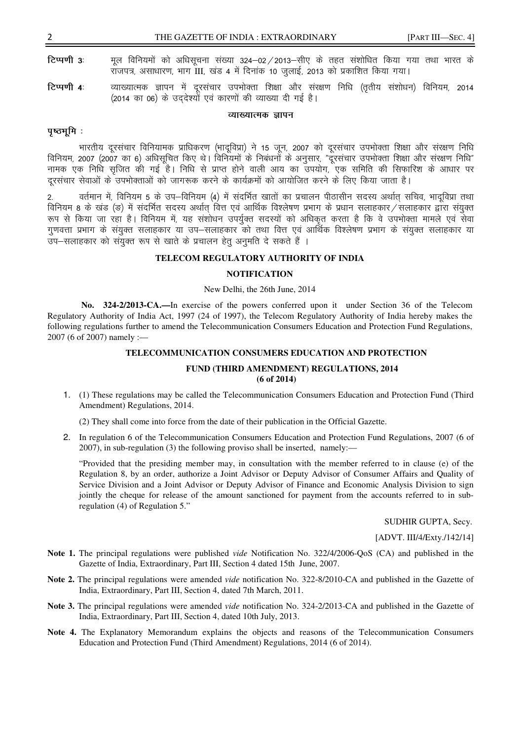**टिप्पणी 3**: मूल विनियमों को अधिसूचना संख्या 324–02/2013–सीए के तहत संशोधित किया गया तथा भारत के राजपत्र, असाधारण, भाग III, खंड 4 में दिनांक 10 जुलाई, 2013 को प्रकाशित किया गया।

**टिप्पणी 4**: व्याख्यात्मक ज्ञापन में दूरसंचार उपभोक्ता शिक्षा और संरक्षण निधि (तृतीय संशोधन) विनियम, 2014 (2014 का 06) के उद्देश्यों एवं कारणों की व्याख्या दी गई है।

**व्याख्यात्मक ज्ञापन**

**पृष्ठभूमि** :

भारतीय दूरसंचार विनियामक प्राधिकरण (भादूविप्रा) ने 15 जून, 2007 को दूरसंचार उपभोक्ता शिक्षा और संरक्षण निधि विनियम, 2007 (2007 का 6) अधिसूचित किए थे। विनियमों के निबंधनों के अनुसार, "दूरसंचार उपभोक्ता शिक्षा और संरक्षण निधि" नामक एक निधि सृजित की गई है। निधि से प्राप्त होने वाली आय का उपयोग, एक समिति की सिफारिश के आधार पर दूरसंचार सेवाओं के उपभोक्ताओं को जागरूक करने के कार्यक्रमों को आयोजित करने के लिए किया जाता है।

2. वर्तमान में, विनियम 5 के उप–विनियम (4) में संदर्भित खातों का प्रचालन पीठासीन सदस्य अर्थात् सचिव, भादूविप्रा तथा विनियम 8 के खंड (ङ) में संदर्भित सदस्य अर्थात् वित्त एवं आर्थिक विश्लेषण प्रभाग के प्रधान सलाहकार/सलाहकार द्वारा संयुक्त रूप से किया जा रहा है। विनियम में, यह संशोधन उपर्युक्त सदस्यों को अधिकृत करता है कि वे उपभोक्ता मामले एवं सेवा गुणवत्ता प्रभाग के संयुक्त सलाहकार या उप–सलाहकार को तथा वित्त एवं आर्थिक विश्लेषण प्रभाग के संयुक्त सलाहकार या उप–सलाहकार को संयुक्त रूप से खाते के प्रचालन हेतु अनुमति दे सकते हैं ।

## TELECOM REGULATORY AUTHORITY OF INDIA

## NOTIFICATION

New Delhi, the 26th June, 2014

**No. 324-2/2013-CA.—**In exercise of the powers conferred upon it under Section 36 of the Telecom Regulatory Authority of India Act, 1997 (24 of 1997), the Telecom Regulatory Authority of India hereby makes the following regulations further to amend the Telecommunication Consumers Education and Protection Fund Regulations, 2007 (6 of 2007) namely :—

### TELECOMMUNICATION CONSUMERS EDUCATION AND PROTECTION FUND (THIRD AMENDMENT) REGULATIONS, 2014 (6 of 2014)

1. (1) These regulations may be called the Telecommunication Consumers Education and Protection Fund (Third Amendment) Regulations, 2014.

   (2) They shall come into force from the date of their publication in the Official Gazette.

2. In regulation 6 of the Telecommunication Consumers Education and Protection Fund Regulations, 2007 (6 of 2007), in sub-regulation (3) the following proviso shall be inserted, namely:—

   "Provided that the presiding member may, in consultation with the member referred to in clause (e) of the Regulation 8, by an order, authorize a Joint Advisor or Deputy Advisor of Consumer Affairs and Quality of Service Division and a Joint Advisor or Deputy Advisor of Finance and Economic Analysis Division to sign jointly the cheque for release of the amount sanctioned for payment from the accounts referred to in sub-regulation (4) of Regulation 5."

SUDHIR GUPTA, Secy.

[ADVT. III/4/Exty./142/14]

**Note 1.** The principal regulations were published *vide* Notification No. 322/4/2006-QoS (CA) and published in the Gazette of India, Extraordinary, Part III, Section 4 dated 15th June, 2007.

**Note 2.** The principal regulations were amended *vide* notification No. 322-8/2010-CA and published in the Gazette of India, Extraordinary, Part III, Section 4, dated 7th March, 2011.

**Note 3.** The principal regulations were amended *vide* notification No. 324-2/2013-CA and published in the Gazette of India, Extraordinary, Part III, Section 4, dated 10th July, 2013.

**Note 4.** The Explanatory Memorandum explains the objects and reasons of the Telecommunication Consumers Education and Protection Fund (Third Amendment) Regulations, 2014 (6 of 2014).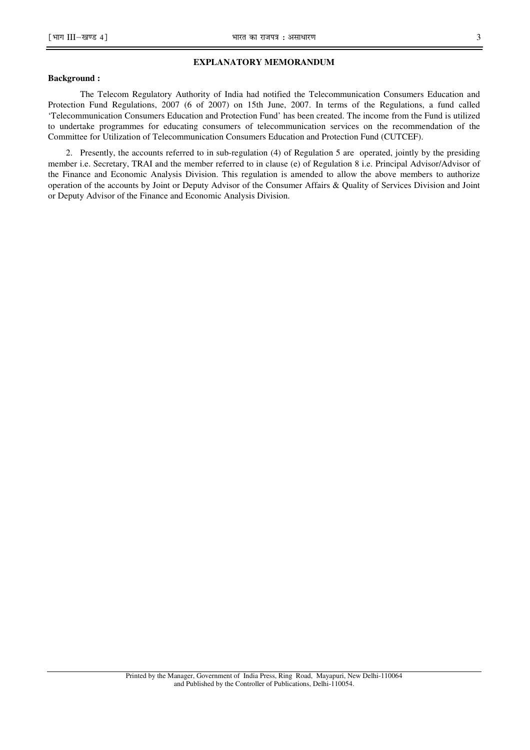## EXPLANATORY MEMORANDUM

**Background :**

The Telecom Regulatory Authority of India had notified the Telecommunication Consumers Education and Protection Fund Regulations, 2007 (6 of 2007) on 15th June, 2007. In terms of the Regulations, a fund called 'Telecommunication Consumers Education and Protection Fund' has been created. The income from the Fund is utilized to undertake programmes for educating consumers of telecommunication services on the recommendation of the Committee for Utilization of Telecommunication Consumers Education and Protection Fund (CUTCEF).

2. Presently, the accounts referred to in sub-regulation (4) of Regulation 5 are operated, jointly by the presiding member i.e. Secretary, TRAI and the member referred to in clause (e) of Regulation 8 i.e. Principal Advisor/Advisor of the Finance and Economic Analysis Division. This regulation is amended to allow the above members to authorize operation of the accounts by Joint or Deputy Advisor of the Consumer Affairs & Quality of Services Division and Joint or Deputy Advisor of the Finance and Economic Analysis Division.

Printed by the Manager, Government of India Press, Ring Road, Mayapuri, New Delhi-110064
and Published by the Controller of Publications, Delhi-110054.